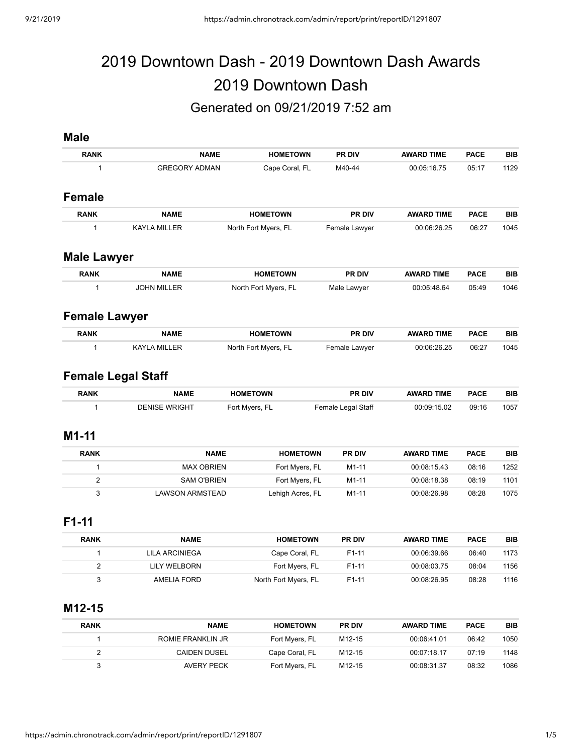# 2019 Downtown Dash - 2019 Downtown Dash Awards

## 2019 Downtown Dash

### Generated on 09/21/2019 7:52 am

## Male

| RANK | NAME | HOMETOWN | PR DIV | AWARD TIME | PACE | BIB |
|---|---|---|---|---|---|---|
| 1 | GREGORY ADMAN | Cape Coral, FL | M40-44 | 00:05:16.75 | 05:17 | 1129 |

## Female

| RANK | NAME | HOMETOWN | PR DIV | AWARD TIME | PACE | BIB |
|---|---|---|---|---|---|---|
| 1 | KAYLA MILLER | North Fort Myers, FL | Female Lawyer | 00:06:26.25 | 06:27 | 1045 |

## Male Lawyer

| RANK | NAME | HOMETOWN | PR DIV | AWARD TIME | PACE | BIB |
|---|---|---|---|---|---|---|
| 1 | JOHN MILLER | North Fort Myers, FL | Male Lawyer | 00:05:48.64 | 05:49 | 1046 |

## Female Lawyer

| RANK | NAME | HOMETOWN | PR DIV | AWARD TIME | PACE | BIB |
|---|---|---|---|---|---|---|
| 1 | KAYLA MILLER | North Fort Myers, FL | Female Lawyer | 00:06:26.25 | 06:27 | 1045 |

## Female Legal Staff

| RANK | NAME | HOMETOWN | PR DIV | AWARD TIME | PACE | BIB |
|---|---|---|---|---|---|---|
| 1 | DENISE WRIGHT | Fort Myers, FL | Female Legal Staff | 00:09:15.02 | 09:16 | 1057 |

## M1-11

| RANK | NAME | HOMETOWN | PR DIV | AWARD TIME | PACE | BIB |
|---|---|---|---|---|---|---|
| 1 | MAX OBRIEN | Fort Myers, FL | M1-11 | 00:08:15.43 | 08:16 | 1252 |
| 2 | SAM O'BRIEN | Fort Myers, FL | M1-11 | 00:08:18.38 | 08:19 | 1101 |
| 3 | LAWSON ARMSTEAD | Lehigh Acres, FL | M1-11 | 00:08:26.98 | 08:28 | 1075 |

## F1-11

| RANK | NAME | HOMETOWN | PR DIV | AWARD TIME | PACE | BIB |
|---|---|---|---|---|---|---|
| 1 | LILA ARCINIEGA | Cape Coral, FL | F1-11 | 00:06:39.66 | 06:40 | 1173 |
| 2 | LILY WELBORN | Fort Myers, FL | F1-11 | 00:08:03.75 | 08:04 | 1156 |
| 3 | AMELIA FORD | North Fort Myers, FL | F1-11 | 00:08:26.95 | 08:28 | 1116 |

## M12-15

| RANK | NAME | HOMETOWN | PR DIV | AWARD TIME | PACE | BIB |
|---|---|---|---|---|---|---|
| 1 | ROMIE FRANKLIN JR | Fort Myers, FL | M12-15 | 00:06:41.01 | 06:42 | 1050 |
| 2 | CAIDEN DUSEL | Cape Coral, FL | M12-15 | 00:07:18.17 | 07:19 | 1148 |
| 3 | AVERY PECK | Fort Myers, FL | M12-15 | 00:08:31.37 | 08:32 | 1086 |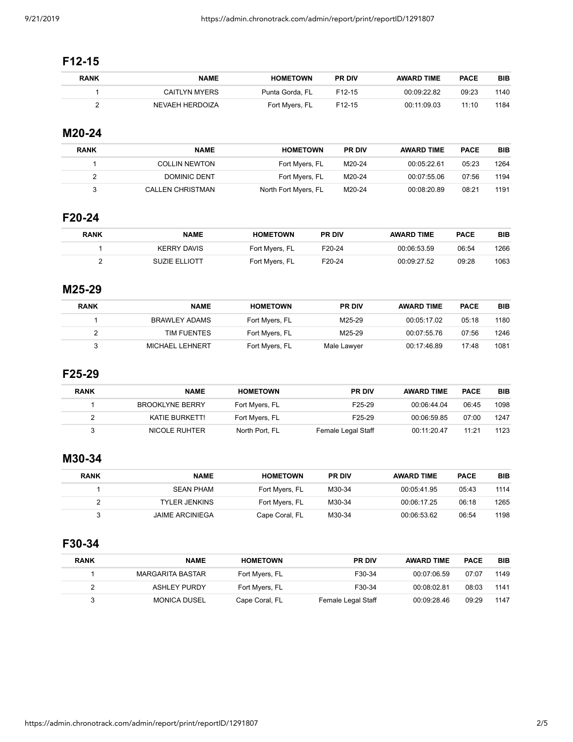## F12-15

| RANK | NAME | HOMETOWN | PR DIV | AWARD TIME | PACE | BIB |
|---|---|---|---|---|---|---|
| 1 | CAITLYN MYERS | Punta Gorda, FL | F12-15 | 00:09:22.82 | 09:23 | 1140 |
| 2 | NEVAEH HERDOIZA | Fort Myers, FL | F12-15 | 00:11:09.03 | 11:10 | 1184 |

## M20-24

| RANK | NAME | HOMETOWN | PR DIV | AWARD TIME | PACE | BIB |
|---|---|---|---|---|---|---|
| 1 | COLLIN NEWTON | Fort Myers, FL | M20-24 | 00:05:22.61 | 05:23 | 1264 |
| 2 | DOMINIC DENT | Fort Myers, FL | M20-24 | 00:07:55.06 | 07:56 | 1194 |
| 3 | CALLEN CHRISTMAN | North Fort Myers, FL | M20-24 | 00:08:20.89 | 08:21 | 1191 |

## F20-24

| RANK | NAME | HOMETOWN | PR DIV | AWARD TIME | PACE | BIB |
|---|---|---|---|---|---|---|
| 1 | KERRY DAVIS | Fort Myers, FL | F20-24 | 00:06:53.59 | 06:54 | 1266 |
| 2 | SUZIE ELLIOTT | Fort Myers, FL | F20-24 | 00:09:27.52 | 09:28 | 1063 |

## M25-29

| RANK | NAME | HOMETOWN | PR DIV | AWARD TIME | PACE | BIB |
|---|---|---|---|---|---|---|
| 1 | BRAWLEY ADAMS | Fort Myers, FL | M25-29 | 00:05:17.02 | 05:18 | 1180 |
| 2 | TIM FUENTES | Fort Myers, FL | M25-29 | 00:07:55.76 | 07:56 | 1246 |
| 3 | MICHAEL LEHNERT | Fort Myers, FL | Male Lawyer | 00:17:46.89 | 17:48 | 1081 |

## F25-29

| RANK | NAME | HOMETOWN | PR DIV | AWARD TIME | PACE | BIB |
|---|---|---|---|---|---|---|
| 1 | BROOKLYNE BERRY | Fort Myers, FL | F25-29 | 00:06:44.04 | 06:45 | 1098 |
| 2 | KATIE BURKETT! | Fort Myers, FL | F25-29 | 00:06:59.85 | 07:00 | 1247 |
| 3 | NICOLE RUHTER | North Port, FL | Female Legal Staff | 00:11:20.47 | 11:21 | 1123 |

## M30-34

| RANK | NAME | HOMETOWN | PR DIV | AWARD TIME | PACE | BIB |
|---|---|---|---|---|---|---|
| 1 | SEAN PHAM | Fort Myers, FL | M30-34 | 00:05:41.95 | 05:43 | 1114 |
| 2 | TYLER JENKINS | Fort Myers, FL | M30-34 | 00:06:17.25 | 06:18 | 1265 |
| 3 | JAIME ARCINIEGA | Cape Coral, FL | M30-34 | 00:06:53.62 | 06:54 | 1198 |

## F30-34

| RANK | NAME | HOMETOWN | PR DIV | AWARD TIME | PACE | BIB |
|---|---|---|---|---|---|---|
| 1 | MARGARITA BASTAR | Fort Myers, FL | F30-34 | 00:07:06.59 | 07:07 | 1149 |
| 2 | ASHLEY PURDY | Fort Myers, FL | F30-34 | 00:08:02.81 | 08:03 | 1141 |
| 3 | MONICA DUSEL | Cape Coral, FL | Female Legal Staff | 00:09:28.46 | 09:29 | 1147 |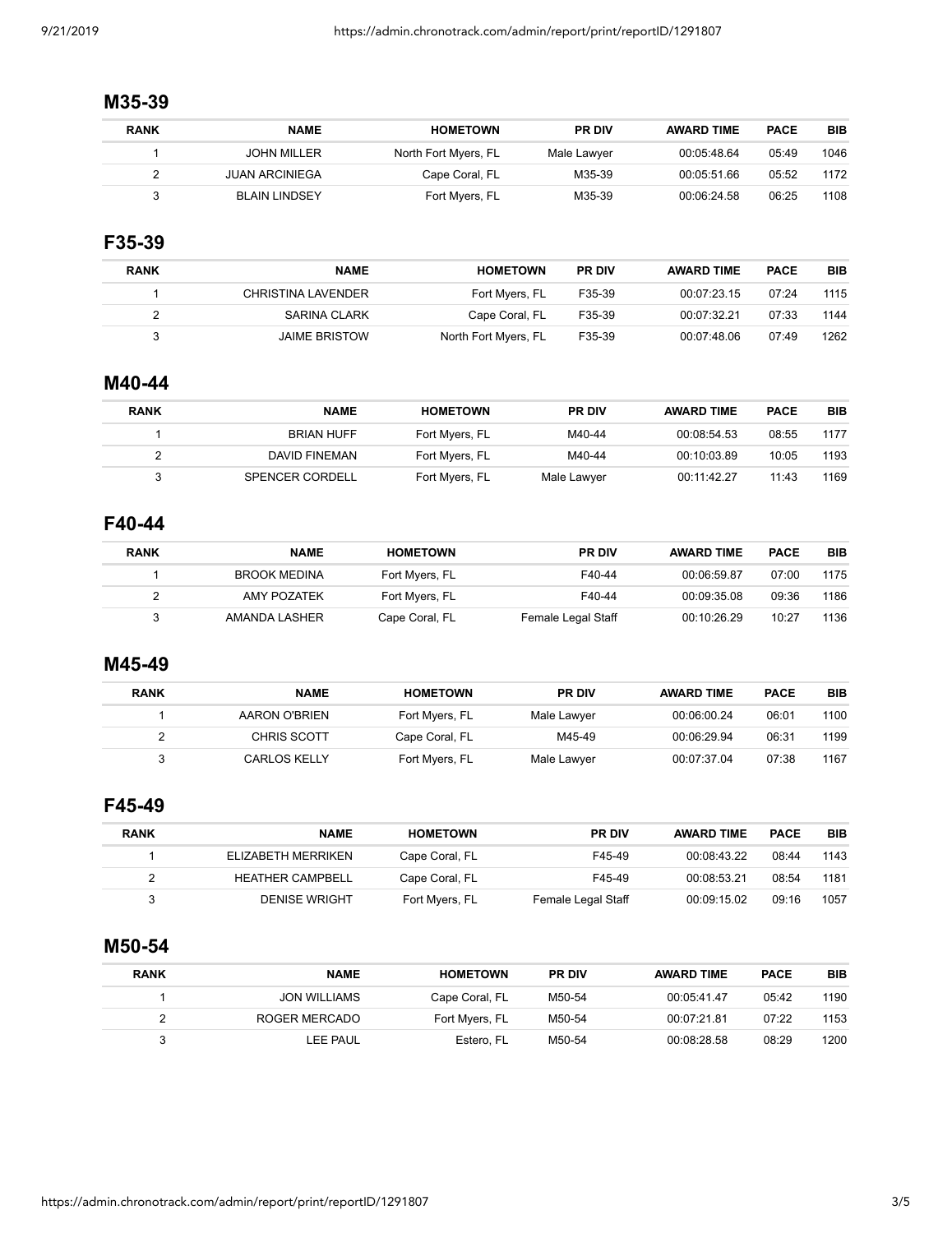## M35-39

| RANK | NAME | HOMETOWN | PR DIV | AWARD TIME | PACE | BIB |
|---|---|---|---|---|---|---|
| 1 | JOHN MILLER | North Fort Myers, FL | Male Lawyer | 00:05:48.64 | 05:49 | 1046 |
| 2 | JUAN ARCINIEGA | Cape Coral, FL | M35-39 | 00:05:51.66 | 05:52 | 1172 |
| 3 | BLAIN LINDSEY | Fort Myers, FL | M35-39 | 00:06:24.58 | 06:25 | 1108 |

## F35-39

| RANK | NAME | HOMETOWN | PR DIV | AWARD TIME | PACE | BIB |
|---|---|---|---|---|---|---|
| 1 | CHRISTINA LAVENDER | Fort Myers, FL | F35-39 | 00:07:23.15 | 07:24 | 1115 |
| 2 | SARINA CLARK | Cape Coral, FL | F35-39 | 00:07:32.21 | 07:33 | 1144 |
| 3 | JAIME BRISTOW | North Fort Myers, FL | F35-39 | 00:07:48.06 | 07:49 | 1262 |

## M40-44

| RANK | NAME | HOMETOWN | PR DIV | AWARD TIME | PACE | BIB |
|---|---|---|---|---|---|---|
| 1 | BRIAN HUFF | Fort Myers, FL | M40-44 | 00:08:54.53 | 08:55 | 1177 |
| 2 | DAVID FINEMAN | Fort Myers, FL | M40-44 | 00:10:03.89 | 10:05 | 1193 |
| 3 | SPENCER CORDELL | Fort Myers, FL | Male Lawyer | 00:11:42.27 | 11:43 | 1169 |

## F40-44

| RANK | NAME | HOMETOWN | PR DIV | AWARD TIME | PACE | BIB |
|---|---|---|---|---|---|---|
| 1 | BROOK MEDINA | Fort Myers, FL | F40-44 | 00:06:59.87 | 07:00 | 1175 |
| 2 | AMY POZATEK | Fort Myers, FL | F40-44 | 00:09:35.08 | 09:36 | 1186 |
| 3 | AMANDA LASHER | Cape Coral, FL | Female Legal Staff | 00:10:26.29 | 10:27 | 1136 |

## M45-49

| RANK | NAME | HOMETOWN | PR DIV | AWARD TIME | PACE | BIB |
|---|---|---|---|---|---|---|
| 1 | AARON O'BRIEN | Fort Myers, FL | Male Lawyer | 00:06:00.24 | 06:01 | 1100 |
| 2 | CHRIS SCOTT | Cape Coral, FL | M45-49 | 00:06:29.94 | 06:31 | 1199 |
| 3 | CARLOS KELLY | Fort Myers, FL | Male Lawyer | 00:07:37.04 | 07:38 | 1167 |

## F45-49

| RANK | NAME | HOMETOWN | PR DIV | AWARD TIME | PACE | BIB |
|---|---|---|---|---|---|---|
| 1 | ELIZABETH MERRIKEN | Cape Coral, FL | F45-49 | 00:08:43.22 | 08:44 | 1143 |
| 2 | HEATHER CAMPBELL | Cape Coral, FL | F45-49 | 00:08:53.21 | 08:54 | 1181 |
| 3 | DENISE WRIGHT | Fort Myers, FL | Female Legal Staff | 00:09:15.02 | 09:16 | 1057 |

## M50-54

| RANK | NAME | HOMETOWN | PR DIV | AWARD TIME | PACE | BIB |
|---|---|---|---|---|---|---|
| 1 | JON WILLIAMS | Cape Coral, FL | M50-54 | 00:05:41.47 | 05:42 | 1190 |
| 2 | ROGER MERCADO | Fort Myers, FL | M50-54 | 00:07:21.81 | 07:22 | 1153 |
| 3 | LEE PAUL | Estero, FL | M50-54 | 00:08:28.58 | 08:29 | 1200 |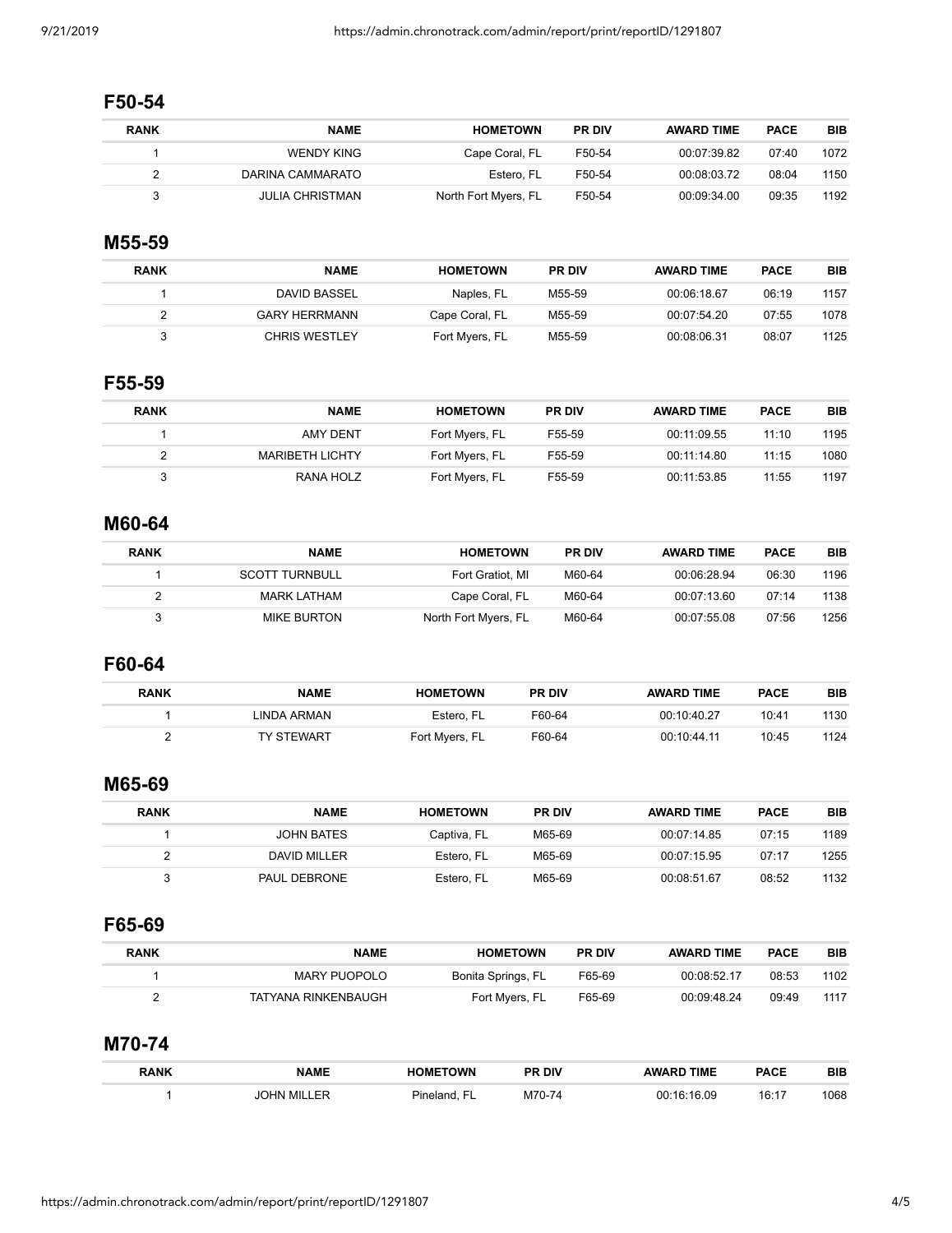## F50-54

| RANK | NAME | HOMETOWN | PR DIV | AWARD TIME | PACE | BIB |
|---|---|---|---|---|---|---|
| 1 | WENDY KING | Cape Coral, FL | F50-54 | 00:07:39.82 | 07:40 | 1072 |
| 2 | DARINA CAMMARATO | Estero, FL | F50-54 | 00:08:03.72 | 08:04 | 1150 |
| 3 | JULIA CHRISTMAN | North Fort Myers, FL | F50-54 | 00:09:34.00 | 09:35 | 1192 |

## M55-59

| RANK | NAME | HOMETOWN | PR DIV | AWARD TIME | PACE | BIB |
|---|---|---|---|---|---|---|
| 1 | DAVID BASSEL | Naples, FL | M55-59 | 00:06:18.67 | 06:19 | 1157 |
| 2 | GARY HERRMANN | Cape Coral, FL | M55-59 | 00:07:54.20 | 07:55 | 1078 |
| 3 | CHRIS WESTLEY | Fort Myers, FL | M55-59 | 00:08:06.31 | 08:07 | 1125 |

## F55-59

| RANK | NAME | HOMETOWN | PR DIV | AWARD TIME | PACE | BIB |
|---|---|---|---|---|---|---|
| 1 | AMY DENT | Fort Myers, FL | F55-59 | 00:11:09.55 | 11:10 | 1195 |
| 2 | MARIBETH LICHTY | Fort Myers, FL | F55-59 | 00:11:14.80 | 11:15 | 1080 |
| 3 | RANA HOLZ | Fort Myers, FL | F55-59 | 00:11:53.85 | 11:55 | 1197 |

## M60-64

| RANK | NAME | HOMETOWN | PR DIV | AWARD TIME | PACE | BIB |
|---|---|---|---|---|---|---|
| 1 | SCOTT TURNBULL | Fort Gratiot, MI | M60-64 | 00:06:28.94 | 06:30 | 1196 |
| 2 | MARK LATHAM | Cape Coral, FL | M60-64 | 00:07:13.60 | 07:14 | 1138 |
| 3 | MIKE BURTON | North Fort Myers, FL | M60-64 | 00:07:55.08 | 07:56 | 1256 |

## F60-64

| RANK | NAME | HOMETOWN | PR DIV | AWARD TIME | PACE | BIB |
|---|---|---|---|---|---|---|
| 1 | LINDA ARMAN | Estero, FL | F60-64 | 00:10:40.27 | 10:41 | 1130 |
| 2 | TY STEWART | Fort Myers, FL | F60-64 | 00:10:44.11 | 10:45 | 1124 |

## M65-69

| RANK | NAME | HOMETOWN | PR DIV | AWARD TIME | PACE | BIB |
|---|---|---|---|---|---|---|
| 1 | JOHN BATES | Captiva, FL | M65-69 | 00:07:14.85 | 07:15 | 1189 |
| 2 | DAVID MILLER | Estero, FL | M65-69 | 00:07:15.95 | 07:17 | 1255 |
| 3 | PAUL DEBRONE | Estero, FL | M65-69 | 00:08:51.67 | 08:52 | 1132 |

## F65-69

| RANK | NAME | HOMETOWN | PR DIV | AWARD TIME | PACE | BIB |
|---|---|---|---|---|---|---|
| 1 | MARY PUOPOLO | Bonita Springs, FL | F65-69 | 00:08:52.17 | 08:53 | 1102 |
| 2 | TATYANA RINKENBAUGH | Fort Myers, FL | F65-69 | 00:09:48.24 | 09:49 | 1117 |

## M70-74

| RANK | NAME | HOMETOWN | PR DIV | AWARD TIME | PACE | BIB |
|---|---|---|---|---|---|---|
| 1 | JOHN MILLER | Pineland, FL | M70-74 | 00:16:16.09 | 16:17 | 1068 |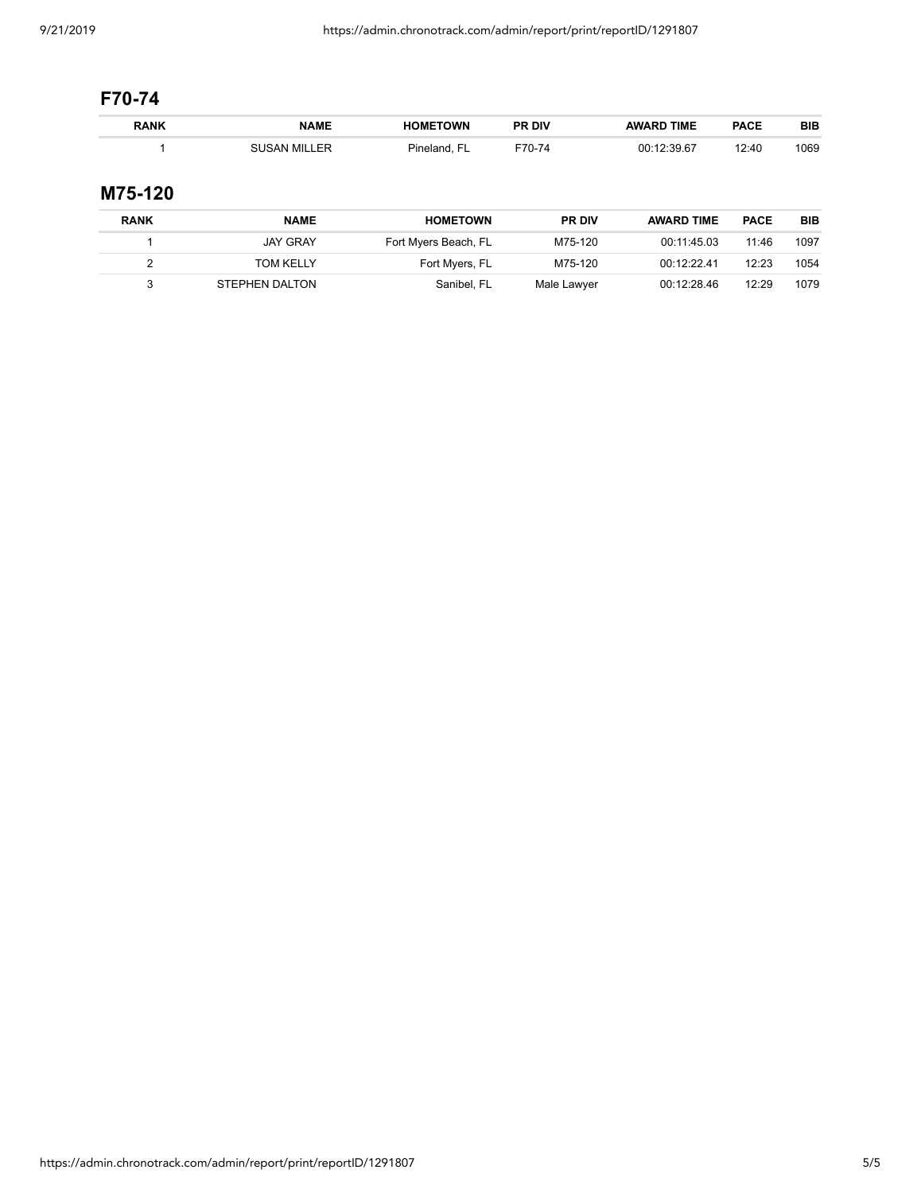## F70-74

| RANK | NAME | HOMETOWN | PR DIV | AWARD TIME | PACE | BIB |
|---|---|---|---|---|---|---|
| 1 | SUSAN MILLER | Pineland, FL | F70-74 | 00:12:39.67 | 12:40 | 1069 |

## M75-120

| RANK | NAME | HOMETOWN | PR DIV | AWARD TIME | PACE | BIB |
|---|---|---|---|---|---|---|
| 1 | JAY GRAY | Fort Myers Beach, FL | M75-120 | 00:11:45.03 | 11:46 | 1097 |
| 2 | TOM KELLY | Fort Myers, FL | M75-120 | 00:12:22.41 | 12:23 | 1054 |
| 3 | STEPHEN DALTON | Sanibel, FL | Male Lawyer | 00:12:28.46 | 12:29 | 1079 |